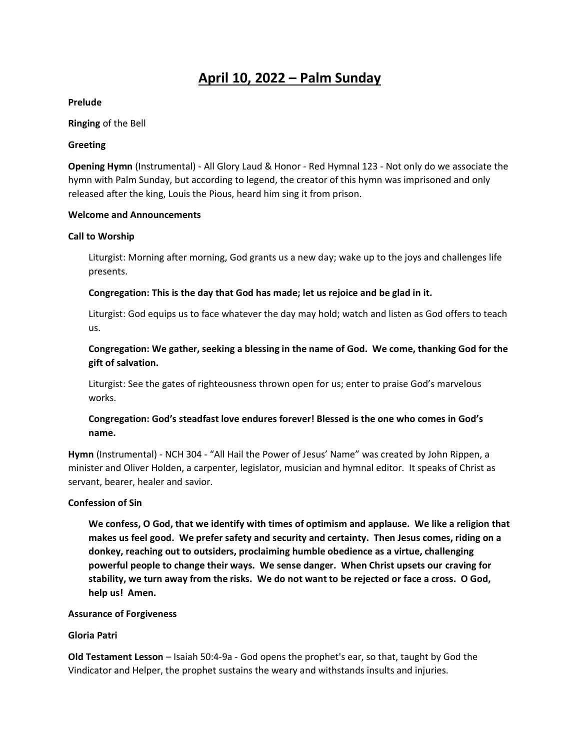# April 10, 2022 – Palm Sunday

**Prelude**

**Ringing** of the Bell

**Greeting**

**Opening Hymn** (Instrumental) - All Glory Laud & Honor - Red Hymnal 123 - Not only do we associate the hymn with Palm Sunday, but according to legend, the creator of this hymn was imprisoned and only released after the king, Louis the Pious, heard him sing it from prison.

**Welcome and Announcements**

**Call to Worship**

Liturgist: Morning after morning, God grants us a new day; wake up to the joys and challenges life presents.

**Congregation: This is the day that God has made; let us rejoice and be glad in it.**

Liturgist: God equips us to face whatever the day may hold; watch and listen as God offers to teach us.

**Congregation: We gather, seeking a blessing in the name of God. We come, thanking God for the gift of salvation.**

Liturgist: See the gates of righteousness thrown open for us; enter to praise God's marvelous works.

**Congregation: God's steadfast love endures forever! Blessed is the one who comes in God's name.**

**Hymn** (Instrumental) - NCH 304 - "All Hail the Power of Jesus' Name" was created by John Rippen, a minister and Oliver Holden, a carpenter, legislator, musician and hymnal editor. It speaks of Christ as servant, bearer, healer and savior.

**Confession of Sin**

**We confess, O God, that we identify with times of optimism and applause. We like a religion that makes us feel good. We prefer safety and security and certainty. Then Jesus comes, riding on a donkey, reaching out to outsiders, proclaiming humble obedience as a virtue, challenging powerful people to change their ways. We sense danger. When Christ upsets our craving for stability, we turn away from the risks. We do not want to be rejected or face a cross. O God, help us! Amen.**

**Assurance of Forgiveness**

**Gloria Patri**

**Old Testament Lesson** – Isaiah 50:4-9a - God opens the prophet's ear, so that, taught by God the Vindicator and Helper, the prophet sustains the weary and withstands insults and injuries.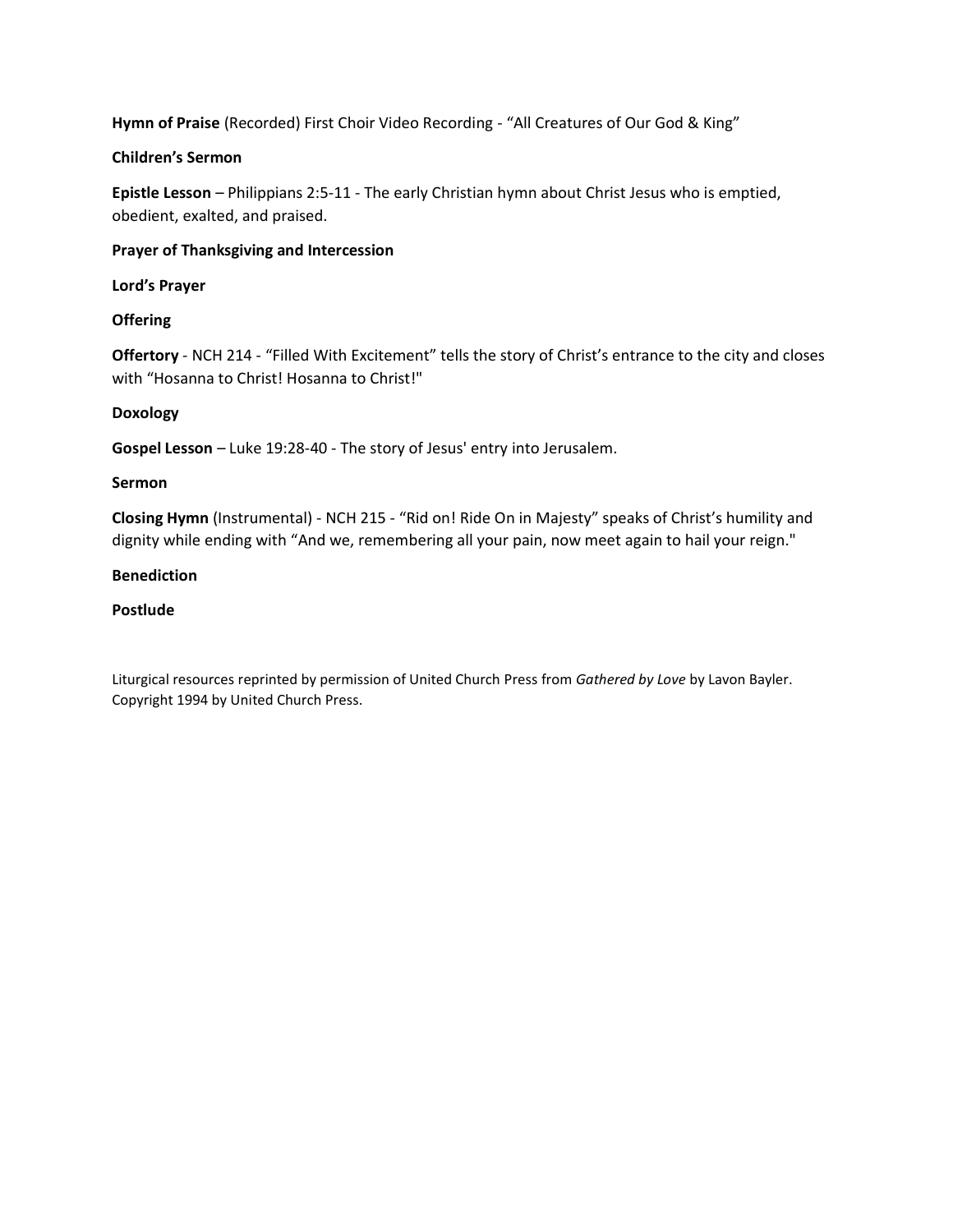**Hymn of Praise** (Recorded) First Choir Video Recording - “All Creatures of Our God & King”

**Children’s Sermon**

**Epistle Lesson** – Philippians 2:5-11 - The early Christian hymn about Christ Jesus who is emptied, obedient, exalted, and praised.

**Prayer of Thanksgiving and Intercession**

**Lord’s Prayer**

**Offering**

**Offertory** - NCH 214 - “Filled With Excitement” tells the story of Christ’s entrance to the city and closes with “Hosanna to Christ! Hosanna to Christ!"

**Doxology**

**Gospel Lesson** – Luke 19:28-40 - The story of Jesus' entry into Jerusalem.

**Sermon**

**Closing Hymn** (Instrumental) - NCH 215 - “Rid on! Ride On in Majesty” speaks of Christ’s humility and dignity while ending with “And we, remembering all your pain, now meet again to hail your reign."

**Benediction**

**Postlude**

Liturgical resources reprinted by permission of United Church Press from *Gathered by Love* by Lavon Bayler. Copyright 1994 by United Church Press.